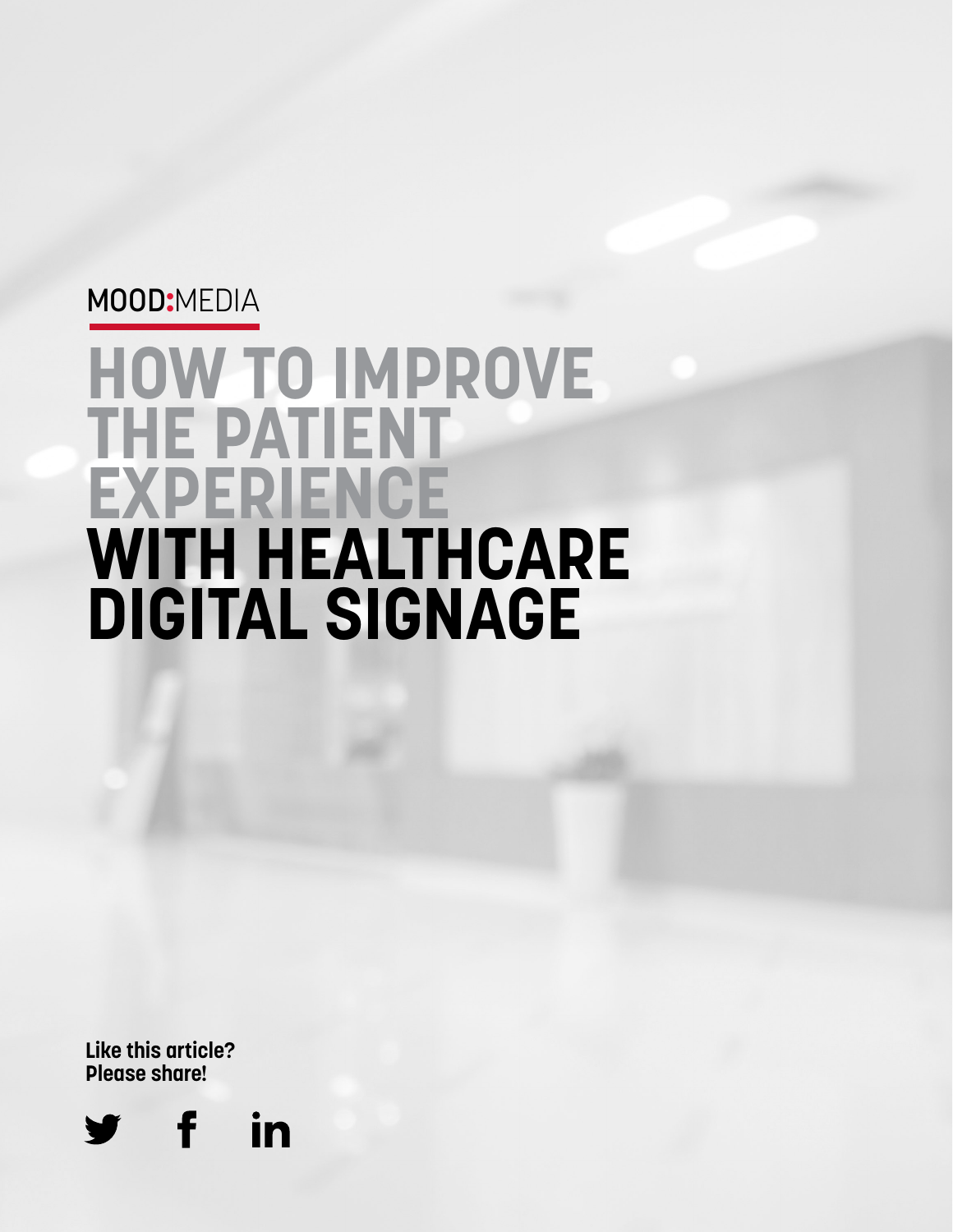MOOD:MEDIA

# HOW TO IMPROVE THE PATIENT EXPERIENCE WITH HEALTHCARE DIGITAL SIGNAGE

**Like this article? Please share!**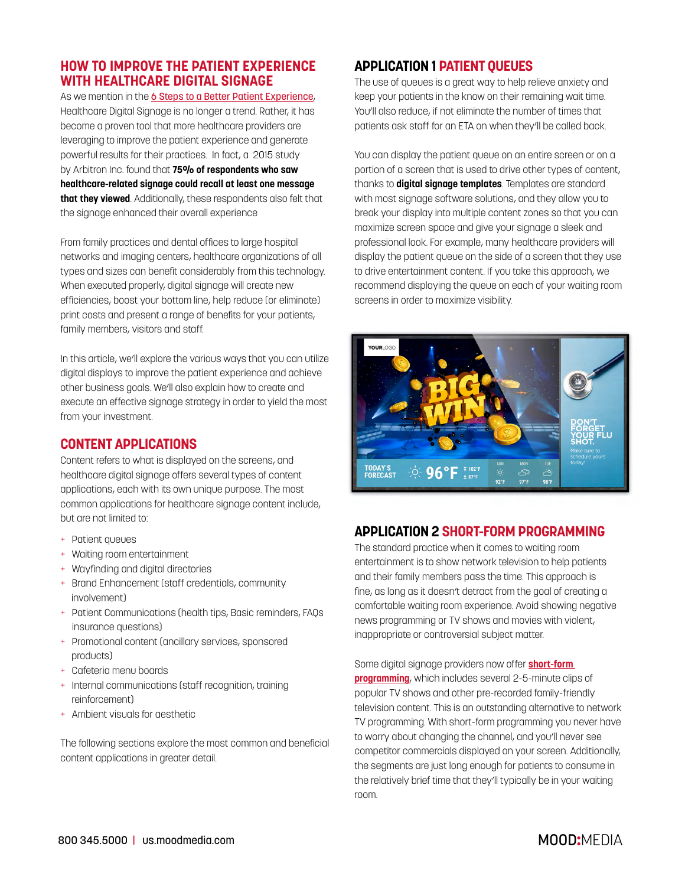## HOW TO IMPROVE THE PATIENT EXPERIENCE WITH HEALTHCARE DIGITAL SIGNAGE

As we mention in the 6 Steps to a Better Patient Experience, Healthcare Digital Signage is no longer a trend. Rather, it has become a proven tool that more healthcare providers are leveraging to improve the patient experience and generate powerful results for their practices. In fact, a 2015 study by Arbitron Inc. found that **75% of respondents who saw healthcare-related signage could recall at least one message that they viewed**. Additionally, these respondents also felt that the signage enhanced their overall experience

From family practices and dental offices to large hospital networks and imaging centers, healthcare organizations of all types and sizes can benefit considerably from this technology. When executed properly, digital signage will create new efficiencies, boost your bottom line, help reduce (or eliminate) print costs and present a range of benefits for your patients, family members, visitors and staff.

In this article, we'll explore the various ways that you can utilize digital displays to improve the patient experience and achieve other business goals. We'll also explain how to create and execute an effective signage strategy in order to yield the most from your investment.

## CONTENT APPLICATIONS

Content refers to what is displayed on the screens, and healthcare digital signage offers several types of content applications, each with its own unique purpose. The most common applications for healthcare signage content include, but are not limited to:

- Patient queues
- Waiting room entertainment
- Wayfinding and digital directories
- Brand Enhancement (staff credentials, community involvement)
- Patient Communications (health tips, Basic reminders, FAQs insurance questions)
- Promotional content (ancillary services, sponsored products)
- Cafeteria menu boards
- Internal communications (staff recognition, training reinforcement)
- Ambient visuals for aesthetic

The following sections explore the most common and beneficial content applications in greater detail.

## APPLICATION 1 PATIENT QUEUES

The use of queues is a great way to help relieve anxiety and keep your patients in the know on their remaining wait time. You'll also reduce, if not eliminate the number of times that patients ask staff for an ETA on when they'll be called back.

You can display the patient queue on an entire screen or on a portion of a screen that is used to drive other types of content, thanks to **digital signage templates**. Templates are standard with most signage software solutions, and they allow you to break your display into multiple content zones so that you can maximize screen space and give your signage a sleek and professional look. For example, many healthcare providers will display the patient queue on the side of a screen that they use to drive entertainment content. If you take this approach, we recommend displaying the queue on each of your waiting room screens in order to maximize visibility.

## APPLICATION 2 SHORT-FORM PROGRAMMING

The standard practice when it comes to waiting room entertainment is to show network television to help patients and their family members pass the time. This approach is fine, as long as it doesn't detract from the goal of creating a comfortable waiting room experience. Avoid showing negative news programming or TV shows and movies with violent, inappropriate or controversial subject matter.

Some digital signage providers now offer **short-form programming**, which includes several 2-5-minute clips of popular TV shows and other pre-recorded family-friendly television content. This is an outstanding alternative to network TV programming. With short-form programming you never have to worry about changing the channel, and you'll never see competitor commercials displayed on your screen. Additionally, the segments are just long enough for patients to consume in the relatively brief time that they'll typically be in your waiting room.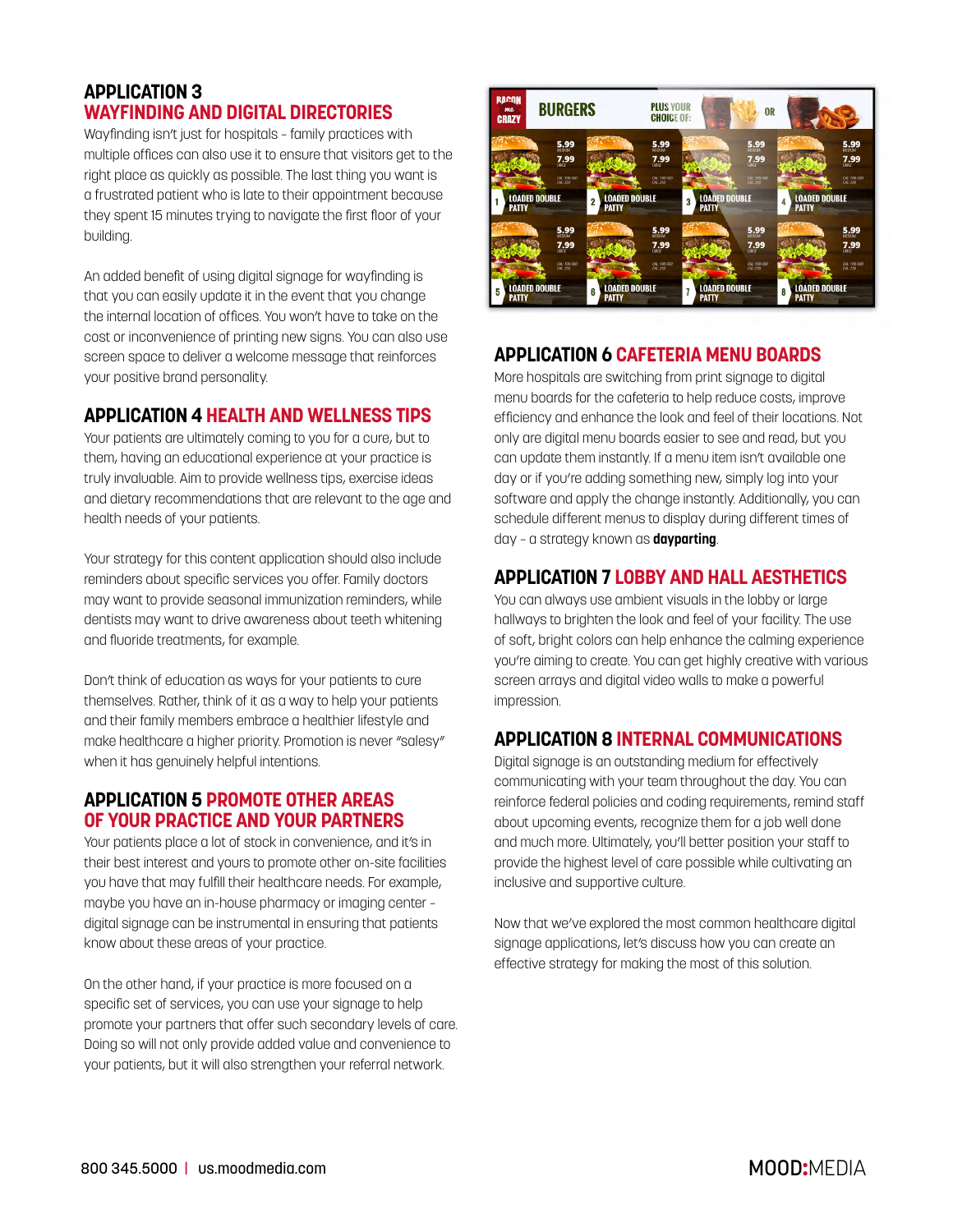## APPLICATION 3 WAYFINDING AND DIGITAL DIRECTORIES

Wayfinding isn't just for hospitals – family practices with multiple offices can also use it to ensure that visitors get to the right place as quickly as possible. The last thing you want is a frustrated patient who is late to their appointment because they spent 15 minutes trying to navigate the first floor of your building.

An added benefit of using digital signage for wayfinding is that you can easily update it in the event that you change the internal location of offices. You won't have to take on the cost or inconvenience of printing new signs. You can also use screen space to deliver a welcome message that reinforces your positive brand personality.

## APPLICATION 4 HEALTH AND WELLNESS TIPS

Your patients are ultimately coming to you for a cure, but to them, having an educational experience at your practice is truly invaluable. Aim to provide wellness tips, exercise ideas and dietary recommendations that are relevant to the age and health needs of your patients.

Your strategy for this content application should also include reminders about specific services you offer. Family doctors may want to provide seasonal immunization reminders, while dentists may want to drive awareness about teeth whitening and fluoride treatments, for example.

Don't think of education as ways for your patients to cure themselves. Rather, think of it as a way to help your patients and their family members embrace a healthier lifestyle and make healthcare a higher priority. Promotion is never "salesy" when it has genuinely helpful intentions.

## APPLICATION 5 PROMOTE OTHER AREAS OF YOUR PRACTICE AND YOUR PARTNERS

Your patients place a lot of stock in convenience, and it's in their best interest and yours to promote other on-site facilities you have that may fulfill their healthcare needs. For example, maybe you have an in-house pharmacy or imaging center – digital signage can be instrumental in ensuring that patients know about these areas of your practice.

On the other hand, if your practice is more focused on a specific set of services, you can use your signage to help promote your partners that offer such secondary levels of care. Doing so will not only provide added value and convenience to your patients, but it will also strengthen your referral network.

## APPLICATION 6 CAFETERIA MENU BOARDS

More hospitals are switching from print signage to digital menu boards for the cafeteria to help reduce costs, improve efficiency and enhance the look and feel of their locations. Not only are digital menu boards easier to see and read, but you can update them instantly. If a menu item isn't available one day or if you're adding something new, simply log into your software and apply the change instantly. Additionally, you can schedule different menus to display during different times of day – a strategy known as **dayparting**.

## APPLICATION 7 LOBBY AND HALL AESTHETICS

You can always use ambient visuals in the lobby or large hallways to brighten the look and feel of your facility. The use of soft, bright colors can help enhance the calming experience you're aiming to create. You can get highly creative with various screen arrays and digital video walls to make a powerful impression.

## APPLICATION 8 INTERNAL COMMUNICATIONS

Digital signage is an outstanding medium for effectively communicating with your team throughout the day. You can reinforce federal policies and coding requirements, remind staff about upcoming events, recognize them for a job well done and much more. Ultimately, you'll better position your staff to provide the highest level of care possible while cultivating an inclusive and supportive culture.

Now that we've explored the most common healthcare digital signage applications, let's discuss how you can create an effective strategy for making the most of this solution.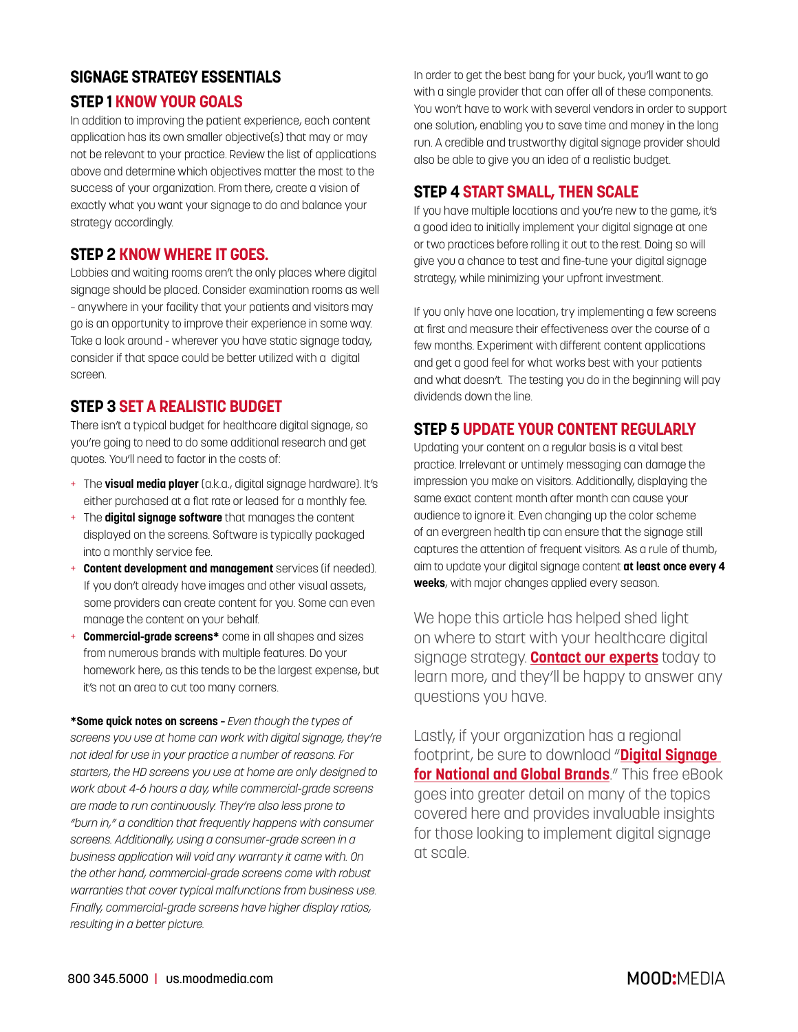## SIGNAGE STRATEGY ESSENTIALS

### STEP 1 KNOW YOUR GOALS

In addition to improving the patient experience, each content application has its own smaller objective(s) that may or may not be relevant to your practice. Review the list of applications above and determine which objectives matter the most to the success of your organization. From there, create a vision of exactly what you want your signage to do and balance your strategy accordingly.

### STEP 2 KNOW WHERE IT GOES.

Lobbies and waiting rooms aren't the only places where digital signage should be placed. Consider examination rooms as well - anywhere in your facility that your patients and visitors may go is an opportunity to improve their experience in some way. Take a look around - wherever you have static signage today, consider if that space could be better utilized with a digital screen.

### STEP 3 SET A REALISTIC BUDGET

There isn't a typical budget for healthcare digital signage, so you're going to need to do some additional research and get quotes. You'll need to factor in the costs of:

- The **visual media player** (a.k.a., digital signage hardware). It's either purchased at a flat rate or leased for a monthly fee.
- The **digital signage software** that manages the content displayed on the screens. Software is typically packaged into a monthly service fee.
- **Content development and management** services (if needed). If you don't already have images and other visual assets, some providers can create content for you. Some can even manage the content on your behalf.
- **Commercial-grade screens*** come in all shapes and sizes from numerous brands with multiple features. Do your homework here, as this tends to be the largest expense, but it's not an area to cut too many corners.

***Some quick notes on screens -** *Even though the types of screens you use at home can work with digital signage, they're not ideal for use in your practice a number of reasons. For starters, the HD screens you use at home are only designed to work about 4-6 hours a day, while commercial-grade screens are made to run continuously. They're also less prone to "burn in," a condition that frequently happens with consumer screens. Additionally, using a consumer-grade screen in a business application will void any warranty it came with. On the other hand, commercial-grade screens come with robust warranties that cover typical malfunctions from business use. Finally, commercial-grade screens have higher display ratios, resulting in a better picture.*

In order to get the best bang for your buck, you'll want to go with a single provider that can offer all of these components. You won't have to work with several vendors in order to support one solution, enabling you to save time and money in the long run. A credible and trustworthy digital signage provider should also be able to give you an idea of a realistic budget.

### STEP 4 START SMALL, THEN SCALE

If you have multiple locations and you're new to the game, it's a good idea to initially implement your digital signage at one or two practices before rolling it out to the rest. Doing so will give you a chance to test and fine-tune your digital signage strategy, while minimizing your upfront investment.

If you only have one location, try implementing a few screens at first and measure their effectiveness over the course of a few months. Experiment with different content applications and get a good feel for what works best with your patients and what doesn't. The testing you do in the beginning will pay dividends down the line.

### STEP 5 UPDATE YOUR CONTENT REGULARLY

Updating your content on a regular basis is a vital best practice. Irrelevant or untimely messaging can damage the impression you make on visitors. Additionally, displaying the same exact content month after month can cause your audience to ignore it. Even changing up the color scheme of an evergreen health tip can ensure that the signage still captures the attention of frequent visitors. As a rule of thumb, aim to update your digital signage content **at least once every 4 weeks**, with major changes applied every season.

We hope this article has helped shed light on where to start with your healthcare digital signage strategy. **Contact our experts** today to learn more, and they'll be happy to answer any questions you have.

Lastly, if your organization has a regional footprint, be sure to download "**Digital Signage for National and Global Brands**." This free eBook goes into greater detail on many of the topics covered here and provides invaluable insights for those looking to implement digital signage at scale.

800 345.5000 | us.moodmedia.com

MOOD:MEDIA